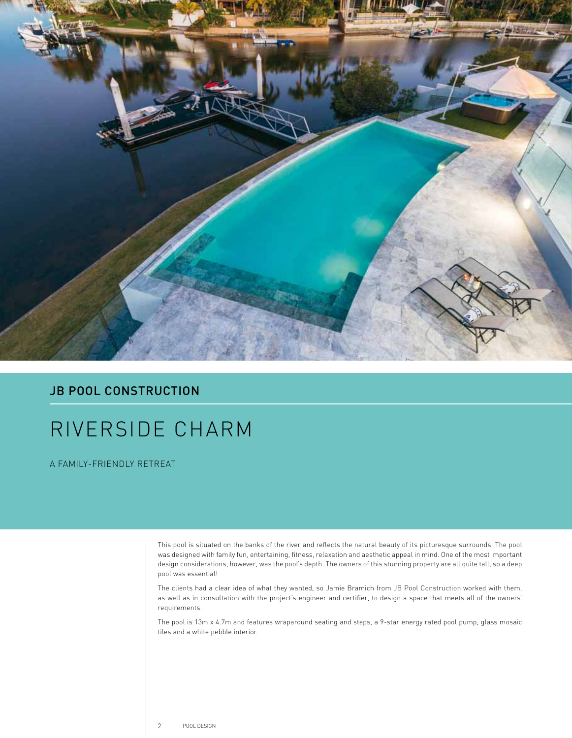## JB POOL CONSTRUCTION

# RIVERSIDE CHARM

A FAMILY-FRIENDLY RETREAT

This pool is situated on the banks of the river and reflects the natural beauty of its picturesque surrounds. The pool was designed with family fun, entertaining, fitness, relaxation and aesthetic appeal in mind. One of the most important design considerations, however, was the pool's depth. The owners of this stunning property are all quite tall, so a deep pool was essential!

The clients had a clear idea of what they wanted, so Jamie Bramich from JB Pool Construction worked with them, as well as in consultation with the project's engineer and certifier, to design a space that meets all of the owners' requirements.

The pool is 13m x 4.7m and features wraparound seating and steps, a 9-star energy rated pool pump, glass mosaic tiles and a white pebble interior.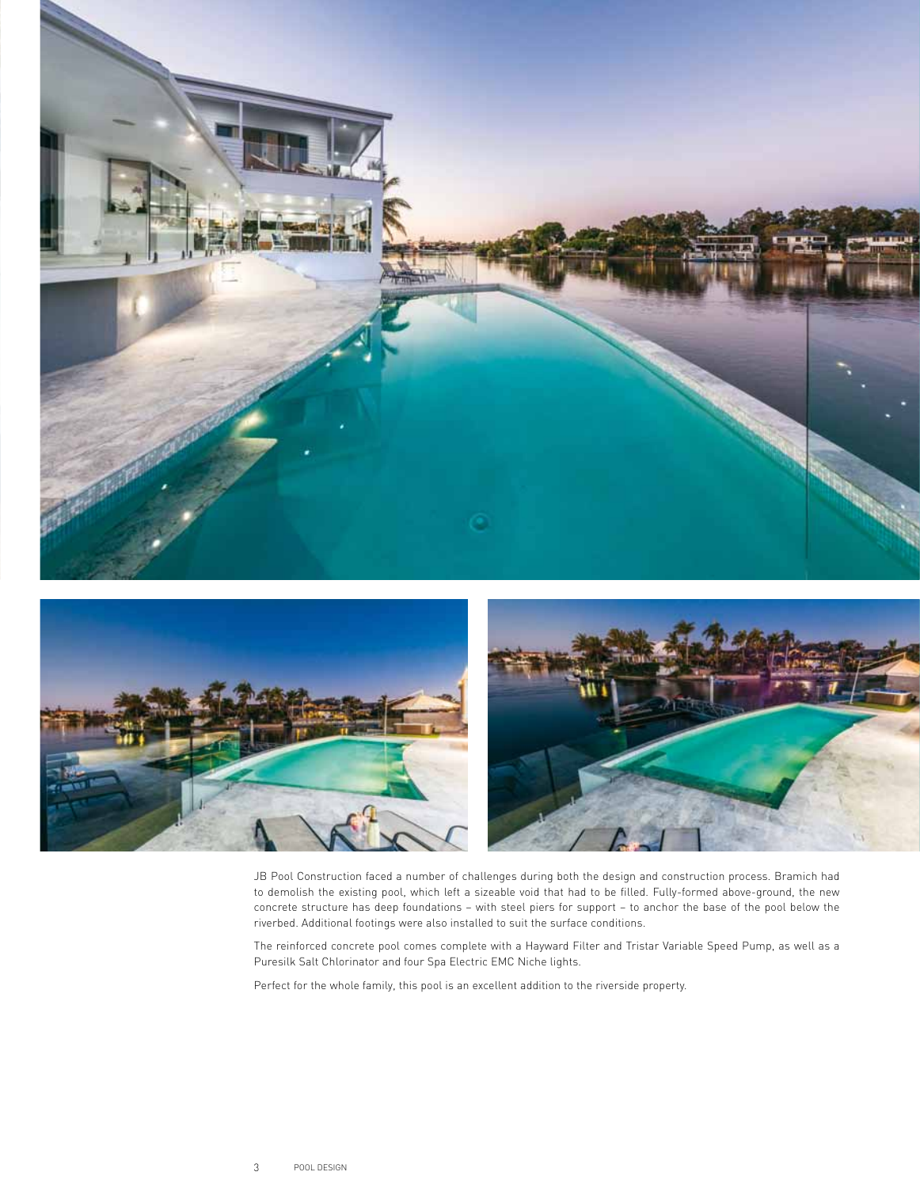JB Pool Construction faced a number of challenges during both the design and construction process. Bramich had to demolish the existing pool, which left a sizeable void that had to be filled. Fully-formed above-ground, the new concrete structure has deep foundations – with steel piers for support – to anchor the base of the pool below the riverbed. Additional footings were also installed to suit the surface conditions.

The reinforced concrete pool comes complete with a Hayward Filter and Tristar Variable Speed Pump, as well as a Puresilk Salt Chlorinator and four Spa Electric EMC Niche lights.

Perfect for the whole family, this pool is an excellent addition to the riverside property.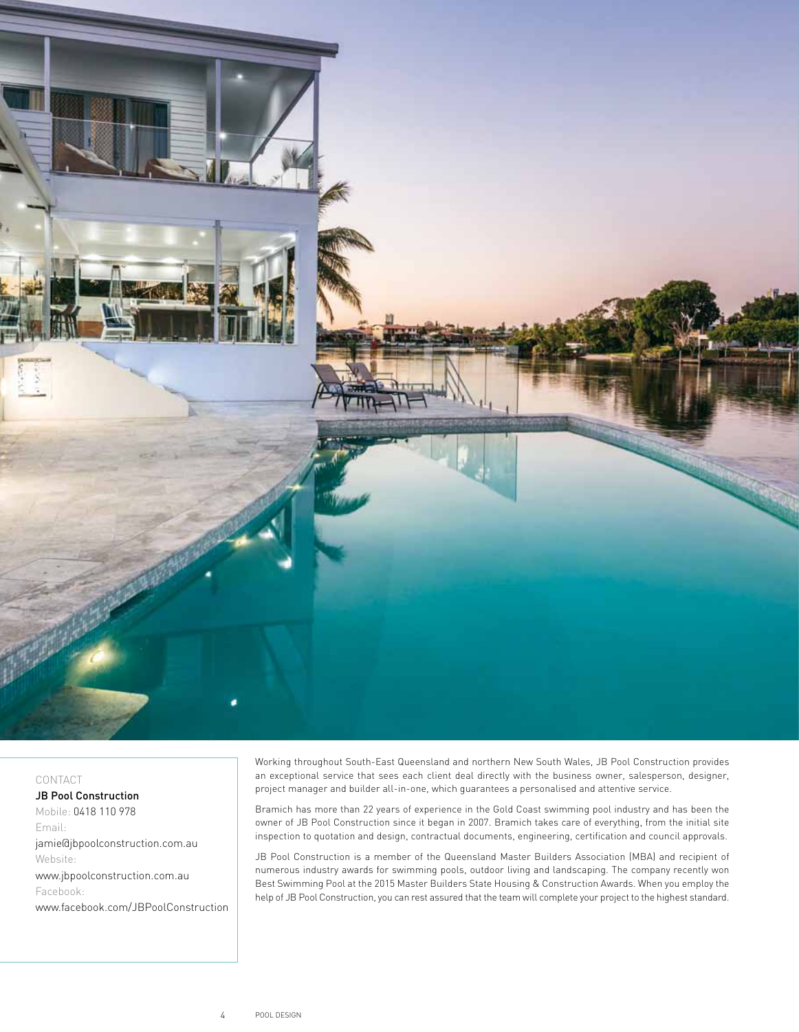CONTACT

**JB Pool Construction**

Mobile: 0418 110 978

Email:

jamie@jbpoolconstruction.com.au

Website:

www.jbpoolconstruction.com.au

Facebook:

www.facebook.com/JBPoolConstruction

Working throughout South-East Queensland and northern New South Wales, JB Pool Construction provides an exceptional service that sees each client deal directly with the business owner, salesperson, designer, project manager and builder all-in-one, which guarantees a personalised and attentive service.

Bramich has more than 22 years of experience in the Gold Coast swimming pool industry and has been the owner of JB Pool Construction since it began in 2007. Bramich takes care of everything, from the initial site inspection to quotation and design, contractual documents, engineering, certification and council approvals.

JB Pool Construction is a member of the Queensland Master Builders Association (MBA) and recipient of numerous industry awards for swimming pools, outdoor living and landscaping. The company recently won Best Swimming Pool at the 2015 Master Builders State Housing & Construction Awards. When you employ the help of JB Pool Construction, you can rest assured that the team will complete your project to the highest standard.